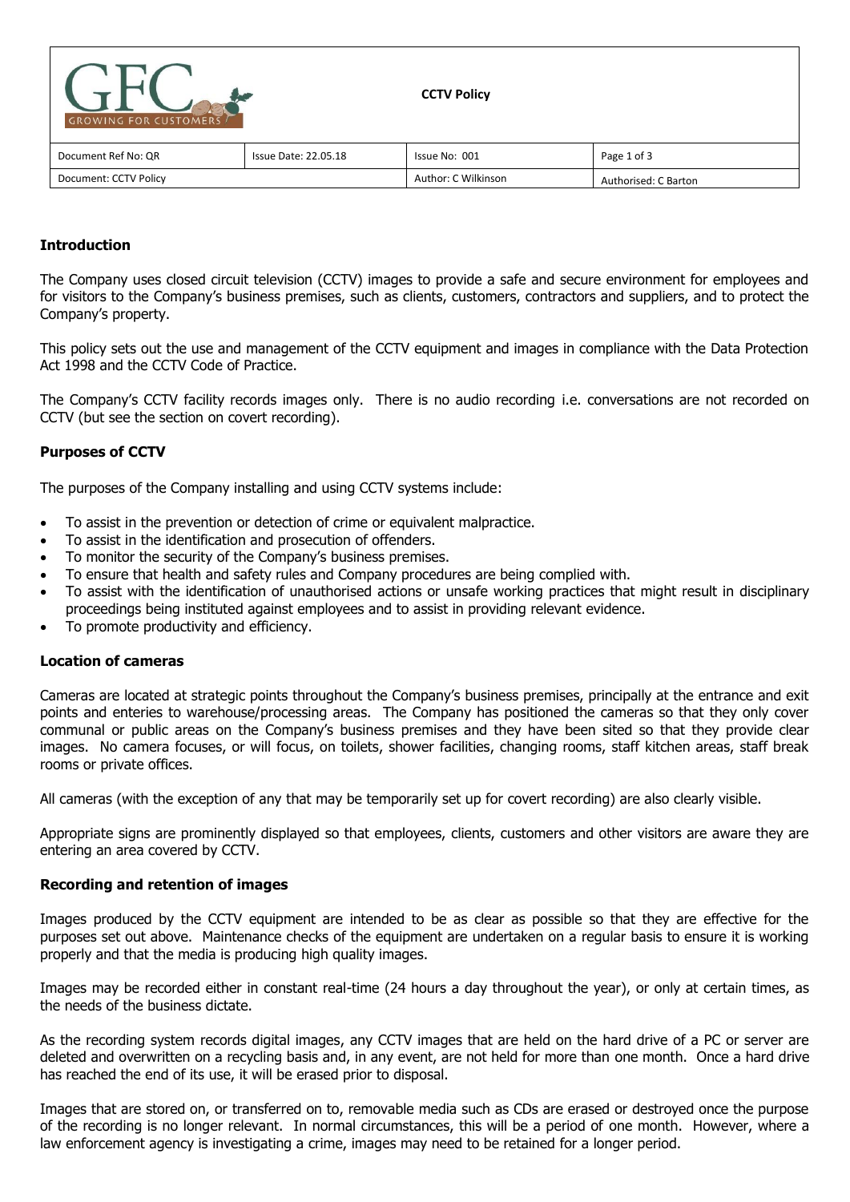| GFC GROWING FOR CUSTOMERS | | **CCTV Policy** | |
|---|---|---|---|
| Document Ref No: QR | Issue Date: 22.05.18 | Issue No: 001 | |
| Document: CCTV Policy | | Author: C Wilkinson | Authorised: C Barton |

### Introduction

The Company uses closed circuit television (CCTV) images to provide a safe and secure environment for employees and for visitors to the Company's business premises, such as clients, customers, contractors and suppliers, and to protect the Company's property.

This policy sets out the use and management of the CCTV equipment and images in compliance with the Data Protection Act 1998 and the CCTV Code of Practice.

The Company's CCTV facility records images only. There is no audio recording i.e. conversations are not recorded on CCTV (but see the section on covert recording).

### Purposes of CCTV

The purposes of the Company installing and using CCTV systems include:

- To assist in the prevention or detection of crime or equivalent malpractice.
- To assist in the identification and prosecution of offenders.
- To monitor the security of the Company's business premises.
- To ensure that health and safety rules and Company procedures are being complied with.
- To assist with the identification of unauthorised actions or unsafe working practices that might result in disciplinary proceedings being instituted against employees and to assist in providing relevant evidence.
- To promote productivity and efficiency.

### Location of cameras

Cameras are located at strategic points throughout the Company's business premises, principally at the entrance and exit points and enteries to warehouse/processing areas. The Company has positioned the cameras so that they only cover communal or public areas on the Company's business premises and they have been sited so that they provide clear images. No camera focuses, or will focus, on toilets, shower facilities, changing rooms, staff kitchen areas, staff break rooms or private offices.

All cameras (with the exception of any that may be temporarily set up for covert recording) are also clearly visible.

Appropriate signs are prominently displayed so that employees, clients, customers and other visitors are aware they are entering an area covered by CCTV.

### Recording and retention of images

Images produced by the CCTV equipment are intended to be as clear as possible so that they are effective for the purposes set out above. Maintenance checks of the equipment are undertaken on a regular basis to ensure it is working properly and that the media is producing high quality images.

Images may be recorded either in constant real-time (24 hours a day throughout the year), or only at certain times, as the needs of the business dictate.

As the recording system records digital images, any CCTV images that are held on the hard drive of a PC or server are deleted and overwritten on a recycling basis and, in any event, are not held for more than one month. Once a hard drive has reached the end of its use, it will be erased prior to disposal.

Images that are stored on, or transferred on to, removable media such as CDs are erased or destroyed once the purpose of the recording is no longer relevant. In normal circumstances, this will be a period of one month. However, where a law enforcement agency is investigating a crime, images may need to be retained for a longer period.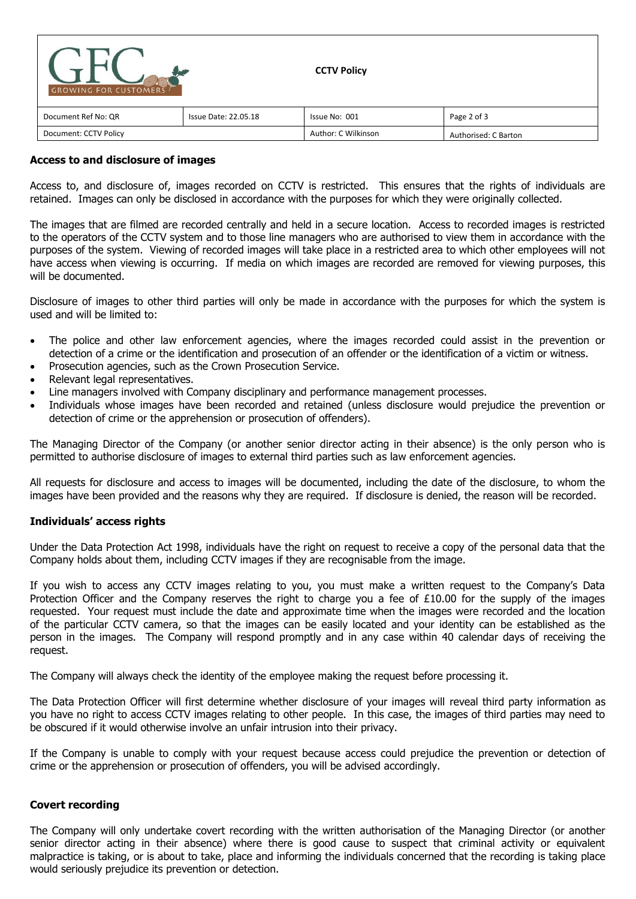## Access to and disclosure of images

Access to, and disclosure of, images recorded on CCTV is restricted. This ensures that the rights of individuals are retained. Images can only be disclosed in accordance with the purposes for which they were originally collected.

The images that are filmed are recorded centrally and held in a secure location. Access to recorded images is restricted to the operators of the CCTV system and to those line managers who are authorised to view them in accordance with the purposes of the system. Viewing of recorded images will take place in a restricted area to which other employees will not have access when viewing is occurring. If media on which images are recorded are removed for viewing purposes, this will be documented.

Disclosure of images to other third parties will only be made in accordance with the purposes for which the system is used and will be limited to:

- The police and other law enforcement agencies, where the images recorded could assist in the prevention or detection of a crime or the identification and prosecution of an offender or the identification of a victim or witness.
- Prosecution agencies, such as the Crown Prosecution Service.
- Relevant legal representatives.
- Line managers involved with Company disciplinary and performance management processes.
- Individuals whose images have been recorded and retained (unless disclosure would prejudice the prevention or detection of crime or the apprehension or prosecution of offenders).

The Managing Director of the Company (or another senior director acting in their absence) is the only person who is permitted to authorise disclosure of images to external third parties such as law enforcement agencies.

All requests for disclosure and access to images will be documented, including the date of the disclosure, to whom the images have been provided and the reasons why they are required. If disclosure is denied, the reason will be recorded.

## Individuals' access rights

Under the Data Protection Act 1998, individuals have the right on request to receive a copy of the personal data that the Company holds about them, including CCTV images if they are recognisable from the image.

If you wish to access any CCTV images relating to you, you must make a written request to the Company's Data Protection Officer and the Company reserves the right to charge you a fee of £10.00 for the supply of the images requested. Your request must include the date and approximate time when the images were recorded and the location of the particular CCTV camera, so that the images can be easily located and your identity can be established as the person in the images. The Company will respond promptly and in any case within 40 calendar days of receiving the request.

The Company will always check the identity of the employee making the request before processing it.

The Data Protection Officer will first determine whether disclosure of your images will reveal third party information as you have no right to access CCTV images relating to other people. In this case, the images of third parties may need to be obscured if it would otherwise involve an unfair intrusion into their privacy.

If the Company is unable to comply with your request because access could prejudice the prevention or detection of crime or the apprehension or prosecution of offenders, you will be advised accordingly.

## Covert recording

The Company will only undertake covert recording with the written authorisation of the Managing Director (or another senior director acting in their absence) where there is good cause to suspect that criminal activity or equivalent malpractice is taking, or is about to take, place and informing the individuals concerned that the recording is taking place would seriously prejudice its prevention or detection.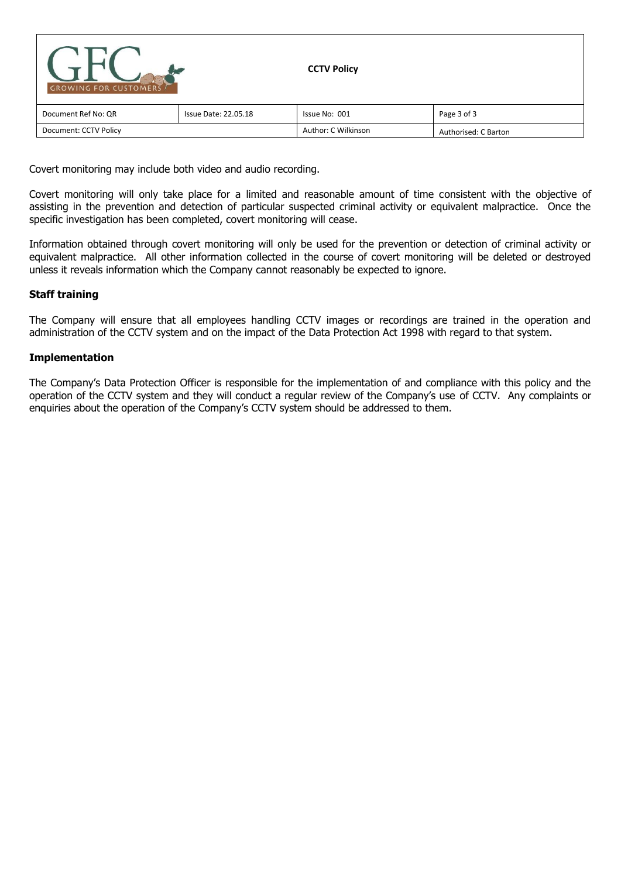Covert monitoring may include both video and audio recording.

Covert monitoring will only take place for a limited and reasonable amount of time consistent with the objective of assisting in the prevention and detection of particular suspected criminal activity or equivalent malpractice. Once the specific investigation has been completed, covert monitoring will cease.

Information obtained through covert monitoring will only be used for the prevention or detection of criminal activity or equivalent malpractice. All other information collected in the course of covert monitoring will be deleted or destroyed unless it reveals information which the Company cannot reasonably be expected to ignore.

## Staff training

The Company will ensure that all employees handling CCTV images or recordings are trained in the operation and administration of the CCTV system and on the impact of the Data Protection Act 1998 with regard to that system.

## Implementation

The Company's Data Protection Officer is responsible for the implementation of and compliance with this policy and the operation of the CCTV system and they will conduct a regular review of the Company's use of CCTV. Any complaints or enquiries about the operation of the Company's CCTV system should be addressed to them.